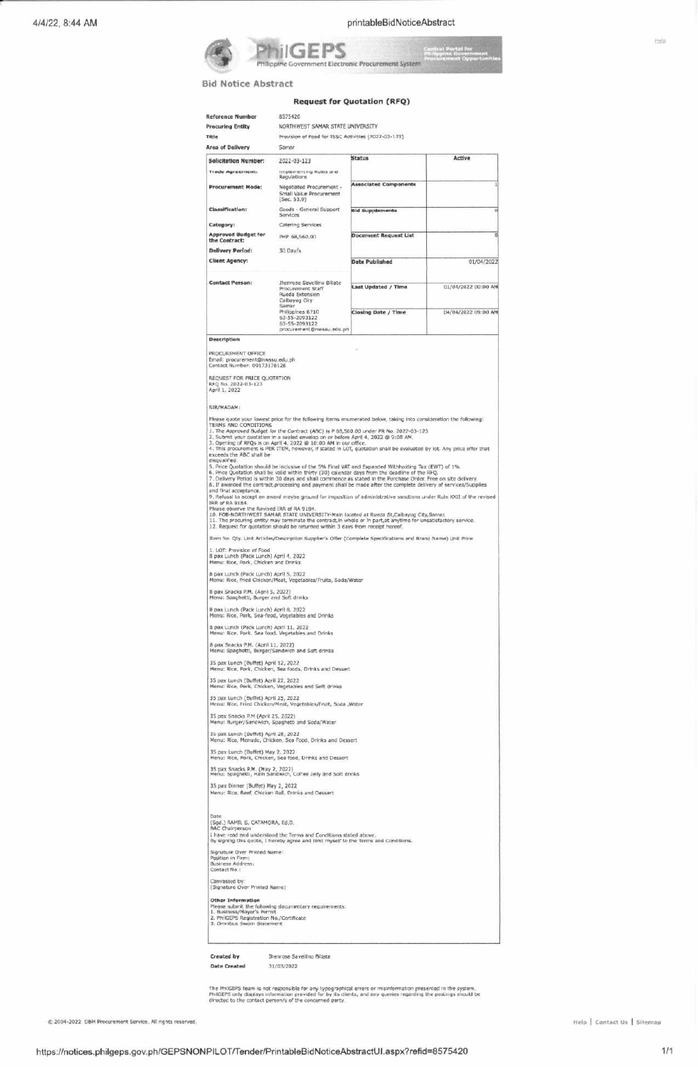# PhilGEPS

Philippine Government Electronic Procurement System

Central Portal for Philippine Government Procurement Opportunities

## Bid Notice Abstract

### Request for Quotation (RFQ)

| | |
|---|---|
| **Reference Number** | 8575420 |
| **Procuring Entity** | NORTHWEST SAMAR STATE UNIVERSITY |
| **Title** | Provision of Food for ISSC Activities (2022-03-123) |
| **Area of Delivery** | Samar |

| | | | |
|---|---|---|---|
| **Solicitation Number:** | 2022-03-123 | **Status** | Active |
| **Trade Agreement:** | Implementing Rules and Regulations | | |
| **Procurement Mode:** | Negotiated Procurement - Small Value Procurement (Sec. 53.9) | **Associated Components** | 1 |
| **Classification:** | Goods - General Support Services | **Bid Supplements** | 0 |
| **Category:** | Catering Services | | |
| **Approved Budget for the Contract:** | PHP 68,560.00 | **Document Request List** | 0 |
| **Delivery Period:** | 30 Day/s | | |
| **Client Agency:** | | **Date Published** | 01/04/2022 |
| **Contact Person:** | Jhenrose Savellino Billate<br>Procurement Staff<br>Rueda Extension<br>Calbayog City<br>Samar<br>Philippines 6710<br>63-55-2093122<br>63-55-2093122<br>procurement@nwssu.edu.ph | **Last Updated / Time** | 01/04/2022 00:00 AM |
| | | **Closing Date / Time** | 04/04/2022 09:00 AM |

**Description**

PROCUREMENT OFFICE
Email: procurement@nwssu.edu.ph
Contact Number: 09173178126

REQUEST FOR PRICE QUOTATION
RFQ No. 2022-03-123
April 1, 2022

SIR/MADAM:

Please quote your lowest price for the following items enumerated below, taking into consideration the following:
TERMS AND CONDITIONS
1. The Approved Budget for the Contract (ABC) is P 68,560.00 under PR No. 2022-03-123
2. Submit your quotation in a sealed envelop on or before April 4, 2022 @ 9:00 AM.
3. Opening of RFQs is on April 4, 2022 @ 10:00 AM in our office.
4. This procurement is PER ITEM, however, if stated in LOT, quotation shall be evaluated by lot. Any price offer that exceeds the ABC shall be disqualified.
5. Price Quotation should be inclusive of the 5% Final VAT and Expanded Withholding Tax (EWT) of 1%.
6. Price Quotation shall be valid within thirty (30) calendar days from the deadline of the RFQ.
7. Delivery Period is within 30 days and shall commence as stated in the Purchase Order. Free on site delivery.
8. If awarded the contract,processing and payment shall be made after the complete delivery of services/Supplies and final acceptance.
9. Refusal to accept an award maybe ground for imposition of administrative sanctions under Rule XXII of the revised IRR of RA 9184.
Please observe the Revised IRR of RA 9184.
10. FOB-NORTHWEST SAMAR STATE UNIVERSITY-Main located at Rueda St,Calbayog City,Samar.
11. The procuring entity may terminate the contract,in whole or in part,at anytime for unsatisfactory service.
12. Request for quotation should be returned within 3 days from receipt hereof.

Item No. Qty. Unit Articles/Description Supplier's Offer (Complete Specifications and Brand Name) Unit Price

1. LOT: Provision of Food
8 pax Lunch (Pack Lunch) April 4, 2022
Menu: Rice, Pork, Chicken and Drinks

8 pax Lunch (Pack Lunch) April 5, 2022
Menu: Rice, fried Chicken/Meat, Vegetables/Fruits, Soda/Water

8 pax Snacks P.M. (April 5, 2022)
Menu: Spaghetti, Burger and Soft drinks

8 pax Lunch (Pack Lunch) April 8, 2022
Menu: Rice, Pork, Sea-food, Vegetables and Drinks

8 pax Lunch (Pack Lunch) April 11, 2022
Menu: Rice, Pork, Sea food, Vegetables and Drinks

8 pax Snacks P.M. (April 11, 2022)
Menu: Spaghetti, Burger/Sandwich and Soft drinks

35 pax Lunch (Buffet) April 12, 2022
Menu: Rice, Pork, Chicken, Sea foods, Drinks and Dessert

35 pax Lunch (Buffet) April 22, 2022
Menu: Rice, Pork, Chicken, Vegetables and Soft drinks

35 pax Lunch (Buffet) April 25, 2022
Menu: Rice, Fried Chicken/Meat, Vegetables/Fruit, Soda ,Water

35 pax Snacks P.M (April 25, 2022)
Menu: Burger/Sandwich, Spaghetti and Soda/Water

35 pax Lunch (Buffet) April 28, 2022
Menu: Rice, Menudo, Chicken, Sea Food, Drinks and Dessert

35 pax Lunch (Buffet) May 2, 2022
Menu: Rice, Pork, Chicken, Sea food, Drinks and Dessert

35 pax Snacks P.M. (May 2, 2022)
Menu: Spaghetti, Ham Sandwich, Coffee Jelly and Soft drinks

35 pax Dinner (Buffet) May 2, 2022
Menu: Rice, Beef, Chicken Roll, Drinks and Dessert

Date
[Sgd.] RAMIL G. CATAMORA, Ed.D.
BAC Chairperson
I have read and understood the Terms and Conditions stated above.
By signing this quote, I hereby agree and bind myself to the Terms and Conditions.

Signature Over Printed Name:
Position in Firm:
Business Address:
Contact No.:

Canvassed by:
(Signature Over Printed Name)

**Other Information**
Please submit the following documentary requirements:
1. Business/Mayor's Permit
2. PhilGEPS Registration No./Certificate
3. Omnibus Sworn Statement

| | |
|---|---|
| **Created by** | Jhenrose Savellino Billate |
| **Date Created** | 31/03/2022 |

The PhilGEPS team is not responsible for any typographical errors or misinformation presented in the system. PhilGEPS only displays information provided for by its clients, and any queries regarding the postings should be directed to the contact person/s of the concerned party.

© 2004-2022 DBM Procurement Service. All rights reserved.

Help | Contact Us | Sitemap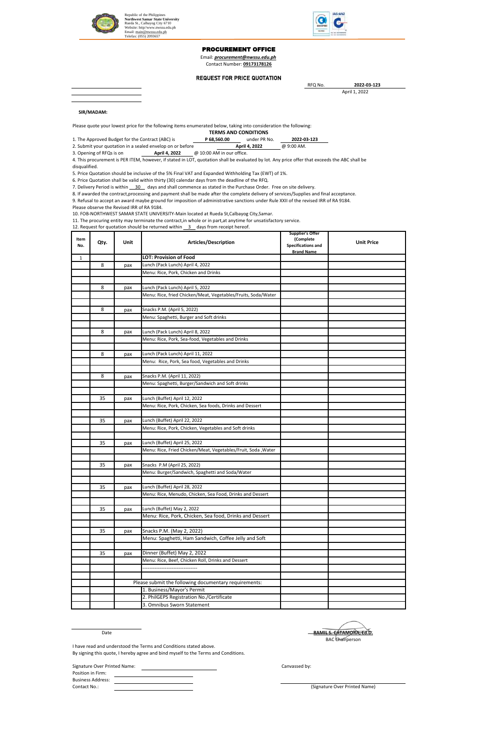Republic of the Philippines
**Northwest Samar State University**
Rueda St., Calbayog City 6710
Website: http//www.nwssu.edu.ph
Email: main@nwssu.edu.ph
Telefax: (055) 2093657

## PROCUREMENT OFFICE

Email: ***procurement@nwssu.edu.ph***
Contact Number: **09173178126**

### REQUEST FOR PRICE QUOTATION

RFQ No. **2022-03-123**
April 1, 2022

**SIR/MADAM:**

Please quote your lowest price for the following items enumerated below, taking into consideration the following:

**TERMS AND CONDITIONS**

1. The Approved Budget for the Contract (ABC) is **P 68,560.00** under PR No. **2022-03-123**
2. Submit your quotation in a sealed envelop on or before **April 4, 2022** @ 9:00 AM.
3. Opening of RFQs is on **April 4, 2022** @ 10:00 AM in our office.
4. This procurement is PER ITEM, however, if stated in LOT, quotation shall be evaluated by lot. Any price offer that exceeds the ABC shall be disqualified.
5. Price Quotation should be inclusive of the 5% Final VAT and Expanded Withholding Tax (EWT) of 1%.
6. Price Quotation shall be valid within thirty (30) calendar days from the deadline of the RFQ.
7. Delivery Period is within 30 days and shall commence as stated in the Purchase Order. Free on site delivery.
8. If awarded the contract,processing and payment shall be made after the complete delivery of services/Supplies and final acceptance.
9. Refusal to accept an award maybe ground for imposition of administrative sanctions under Rule XXII of the revised IRR of RA 9184. Please observe the Revised IRR of RA 9184.
10. FOB-NORTHWEST SAMAR STATE UNIVERSITY-Main located at Rueda St,Calbayog City,Samar.
11. The procuring entity may terminate the contract,in whole or in part,at anytime for unsatisfactory service.
12. Request for quotation should be returned within 3 days from receipt hereof.

| Item No. | Qty. | Unit | Articles/Description | Supplier's Offer (Complete Specifications and Brand Name | Unit Price |
|---|---|---|---|---|---|
| 1 | | | **LOT: Provision of Food** | | |
| | 8 | pax | Lunch (Pack Lunch) April 4, 2022 | | |
| | | | Menu: Rice, Pork, Chicken and Drinks | | |
| | | | | | |
| | 8 | pax | Lunch (Pack Lunch) April 5, 2022 | | |
| | | | Menu: Rice, fried Chicken/Meat, Vegetables/Fruits, Soda/Water | | |
| | | | | | |
| | 8 | pax | Snacks P.M. (April 5, 2022) | | |
| | | | Menu: Spaghetti, Burger and Soft drinks | | |
| | | | | | |
| | 8 | pax | Lunch (Pack Lunch) April 8, 2022 | | |
| | | | Menu: Rice, Pork, Sea-food, Vegetables and Drinks | | |
| | | | | | |
| | 8 | pax | Lunch (Pack Lunch) April 11, 2022 | | |
| | | | Menu: Rice, Pork, Sea food, Vegetables and Drinks | | |
| | | | | | |
| | 8 | pax | Snacks P.M. (April 11, 2022) | | |
| | | | Menu: Spaghetti, Burger/Sandwich and Soft drinks | | |
| | | | | | |
| | 35 | pax | Lunch (Buffet) April 12, 2022 | | |
| | | | Menu: Rice, Pork, Chicken, Sea foods, Drinks and Dessert | | |
| | | | | | |
| | 35 | pax | Lunch (Buffet) April 22, 2022 | | |
| | | | Menu: Rice, Pork, Chicken, Vegetables and Soft drinks | | |
| | | | | | |
| | 35 | pax | Lunch (Buffet) April 25, 2022 | | |
| | | | Menu: Rice, Fried Chicken/Meat, Vegetables/Fruit, Soda ,Water | | |
| | | | | | |
| | 35 | pax | Snacks P.M (April 25, 2022) | | |
| | | | Menu: Burger/Sandwich, Spaghetti and Soda/Water | | |
| | | | | | |
| | 35 | pax | Lunch (Buffet) April 28, 2022 | | |
| | | | Menu: Rice, Menudo, Chicken, Sea Food, Drinks and Dessert | | |
| | | | | | |
| | 35 | pax | Lunch (Buffet) May 2, 2022 | | |
| | | | Menu: Rice, Pork, Chicken, Sea food, Drinks and Dessert | | |
| | | | | | |
| | 35 | pax | Snacks P.M. (May 2, 2022) | | |
| | | | Menu: Spaghetti, Ham Sandwich, Coffee Jelly and Soft | | |
| | | | | | |
| | 35 | pax | Dinner (Buffet) May 2, 2022 | | |
| | | | Menu: Rice, Beef, Chicken Roll, Drinks and Dessert | | |
| | | | -------------------------------- | | |
| | | | | | |
| | | Please submit the following documentary requirements: | | | |
| | | | 1. Business/Mayor's Permit | | |
| | | | 2. PhilGEPS Registration No./Certificate | | |
| | | | 3. Omnibus Sworn Statement | | |

Date

**RAMIL S. CATAMORA, Ed.D.**
BAC Chairperson

I have read and understood the Terms and Conditions stated above.
By signing this quote, I hereby agree and bind myself to the Terms and Conditions.

Signature Over Printed Name:
Position in Firm:
Business Address:
Contact No.:

Canvassed by:

(Signature Over Printed Name)